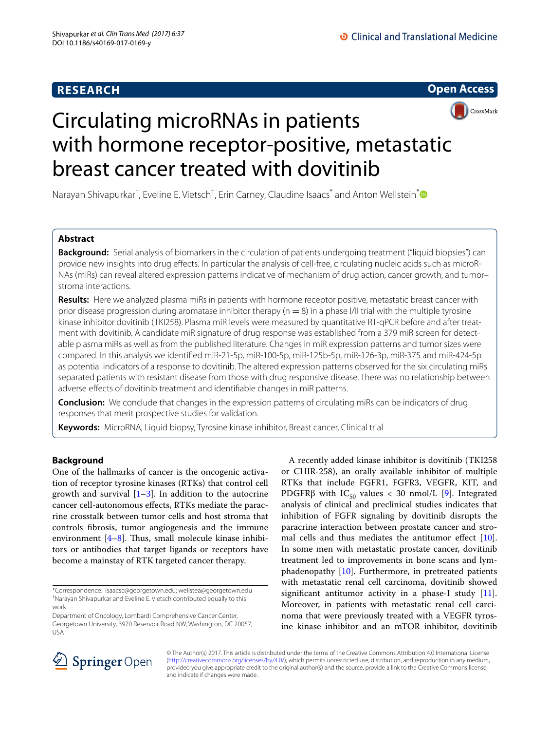**RESEARCH** **Open Access**

# Circulating microRNAs in patients with hormone receptor-positive, metastatic breast cancer treated with dovitinib

Narayan Shivapurkar[†], Eveline E. Vietsch[†], Erin Carney, Claudine Isaacs[*] and Anton Wellstein[*]

## Abstract

**Background:** Serial analysis of biomarkers in the circulation of patients undergoing treatment ("liquid biopsies") can provide new insights into drug effects. In particular the analysis of cell-free, circulating nucleic acids such as microRNAs (miRs) can reveal altered expression patterns indicative of mechanism of drug action, cancer growth, and tumor–stroma interactions.

**Results:** Here we analyzed plasma miRs in patients with hormone receptor positive, metastatic breast cancer with prior disease progression during aromatase inhibitor therapy ($n = 8$) in a phase I/II trial with the multiple tyrosine kinase inhibitor dovitinib (TKI258). Plasma miR levels were measured by quantitative RT-qPCR before and after treatment with dovitinib. A candidate miR signature of drug response was established from a 379 miR screen for detectable plasma miRs as well as from the published literature. Changes in miR expression patterns and tumor sizes were compared. In this analysis we identified miR-21-5p, miR-100-5p, miR-125b-5p, miR-126-3p, miR-375 and miR-424-5p as potential indicators of a response to dovitinib. The altered expression patterns observed for the six circulating miRs separated patients with resistant disease from those with drug responsive disease. There was no relationship between adverse effects of dovitinib treatment and identifiable changes in miR patterns.

**Conclusion:** We conclude that changes in the expression patterns of circulating miRs can be indicators of drug responses that merit prospective studies for validation.

**Keywords:** MicroRNA, Liquid biopsy, Tyrosine kinase inhibitor, Breast cancer, Clinical trial

## Background

One of the hallmarks of cancer is the oncogenic activation of receptor tyrosine kinases (RTKs) that control cell growth and survival [1–3]. In addition to the autocrine cancer cell-autonomous effects, RTKs mediate the paracrine crosstalk between tumor cells and host stroma that controls fibrosis, tumor angiogenesis and the immune environment [4–8]. Thus, small molecule kinase inhibitors or antibodies that target ligands or receptors have become a mainstay of RTK targeted cancer therapy.

A recently added kinase inhibitor is dovitinib (TKI258 or CHIR-258), an orally available inhibitor of multiple RTKs that include FGFR1, FGFR3, VEGFR, KIT, and PDGFRβ with $IC_{50}$ values < 30 nmol/L [9]. Integrated analysis of clinical and preclinical studies indicates that inhibition of FGFR signaling by dovitinib disrupts the paracrine interaction between prostate cancer and stromal cells and thus mediates the antitumor effect [10]. In some men with metastatic prostate cancer, dovitinib treatment led to improvements in bone scans and lymphadenopathy [10]. Furthermore, in pretreated patients with metastatic renal cell carcinoma, dovitinib showed significant antitumor activity in a phase-I study [11]. Moreover, in patients with metastatic renal cell carcinoma that were previously treated with a VEGFR tyrosine kinase inhibitor and an mTOR inhibitor, dovitinib

*Correspondence: isaacsc@georgetown.edu; wellstea@georgetown.edu
[†]Narayan Shivapurkar and Eveline E. Vietsch contributed equally to this work
Department of Oncology, Lombardi Comprehensive Cancer Center, Georgetown University, 3970 Reservoir Road NW, Washington, DC 20057, USA

© The Author(s) 2017. This article is distributed under the terms of the Creative Commons Attribution 4.0 International License (http://creativecommons.org/licenses/by/4.0/), which permits unrestricted use, distribution, and reproduction in any medium, provided you give appropriate credit to the original author(s) and the source, provide a link to the Creative Commons license, and indicate if changes were made.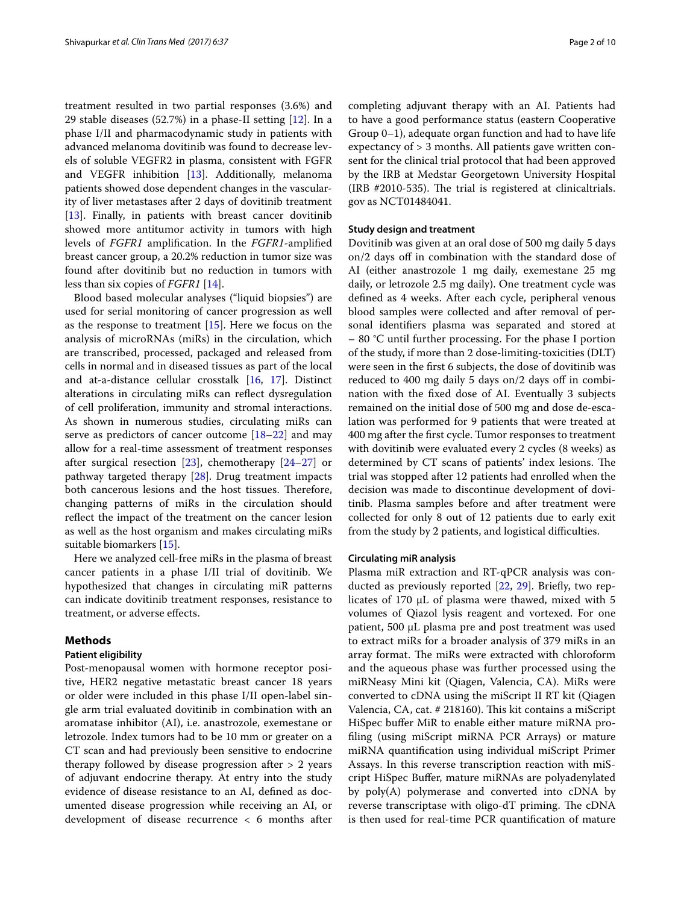treatment resulted in two partial responses (3.6%) and 29 stable diseases (52.7%) in a phase-II setting [12]. In a phase I/II and pharmacodynamic study in patients with advanced melanoma dovitinib was found to decrease levels of soluble VEGFR2 in plasma, consistent with FGFR and VEGFR inhibition [13]. Additionally, melanoma patients showed dose dependent changes in the vascularity of liver metastases after 2 days of dovitinib treatment [13]. Finally, in patients with breast cancer dovitinib showed more antitumor activity in tumors with high levels of *FGFR1* amplification. In the *FGFR1*-amplified breast cancer group, a 20.2% reduction in tumor size was found after dovitinib but no reduction in tumors with less than six copies of *FGFR1* [14].

Blood based molecular analyses ("liquid biopsies") are used for serial monitoring of cancer progression as well as the response to treatment [15]. Here we focus on the analysis of microRNAs (miRs) in the circulation, which are transcribed, processed, packaged and released from cells in normal and in diseased tissues as part of the local and at-a-distance cellular crosstalk [16, 17]. Distinct alterations in circulating miRs can reflect dysregulation of cell proliferation, immunity and stromal interactions. As shown in numerous studies, circulating miRs can serve as predictors of cancer outcome [18–22] and may allow for a real-time assessment of treatment responses after surgical resection [23], chemotherapy [24–27] or pathway targeted therapy [28]. Drug treatment impacts both cancerous lesions and the host tissues. Therefore, changing patterns of miRs in the circulation should reflect the impact of the treatment on the cancer lesion as well as the host organism and makes circulating miRs suitable biomarkers [15].

Here we analyzed cell-free miRs in the plasma of breast cancer patients in a phase I/II trial of dovitinib. We hypothesized that changes in circulating miR patterns can indicate dovitinib treatment responses, resistance to treatment, or adverse effects.

## Methods

### Patient eligibility

Post-menopausal women with hormone receptor positive, HER2 negative metastatic breast cancer 18 years or older were included in this phase I/II open-label single arm trial evaluated dovitinib in combination with an aromatase inhibitor (AI), i.e. anastrozole, exemestane or letrozole. Index tumors had to be 10 mm or greater on a CT scan and had previously been sensitive to endocrine therapy followed by disease progression after > 2 years of adjuvant endocrine therapy. At entry into the study evidence of disease resistance to an AI, defined as documented disease progression while receiving an AI, or development of disease recurrence < 6 months after completing adjuvant therapy with an AI. Patients had to have a good performance status (eastern Cooperative Group 0–1), adequate organ function and had to have life expectancy of > 3 months. All patients gave written consent for the clinical trial protocol that had been approved by the IRB at Medstar Georgetown University Hospital (IRB #2010-535). The trial is registered at clinicaltrials.gov as NCT01484041.

### Study design and treatment

Dovitinib was given at an oral dose of 500 mg daily 5 days on/2 days off in combination with the standard dose of AI (either anastrozole 1 mg daily, exemestane 25 mg daily, or letrozole 2.5 mg daily). One treatment cycle was defined as 4 weeks. After each cycle, peripheral venous blood samples were collected and after removal of personal identifiers plasma was separated and stored at − 80 °C until further processing. For the phase I portion of the study, if more than 2 dose-limiting-toxicities (DLT) were seen in the first 6 subjects, the dose of dovitinib was reduced to 400 mg daily 5 days on/2 days off in combination with the fixed dose of AI. Eventually 3 subjects remained on the initial dose of 500 mg and dose de-escalation was performed for 9 patients that were treated at 400 mg after the first cycle. Tumor responses to treatment with dovitinib were evaluated every 2 cycles (8 weeks) as determined by CT scans of patients' index lesions. The trial was stopped after 12 patients had enrolled when the decision was made to discontinue development of dovitinib. Plasma samples before and after treatment were collected for only 8 out of 12 patients due to early exit from the study by 2 patients, and logistical difficulties.

### Circulating miR analysis

Plasma miR extraction and RT-qPCR analysis was conducted as previously reported [22, 29]. Briefly, two replicates of 170 μL of plasma were thawed, mixed with 5 volumes of Qiazol lysis reagent and vortexed. For one patient, 500 μL plasma pre and post treatment was used to extract miRs for a broader analysis of 379 miRs in an array format. The miRs were extracted with chloroform and the aqueous phase was further processed using the miRNeasy Mini kit (Qiagen, Valencia, CA). MiRs were converted to cDNA using the miScript II RT kit (Qiagen Valencia, CA, cat. # 218160). This kit contains a miScript HiSpec buffer MiR to enable either mature miRNA profiling (using miScript miRNA PCR Arrays) or mature miRNA quantification using individual miScript Primer Assays. In this reverse transcription reaction with miScript HiSpec Buffer, mature miRNAs are polyadenylated by poly(A) polymerase and converted into cDNA by reverse transcriptase with oligo-dT priming. The cDNA is then used for real-time PCR quantification of mature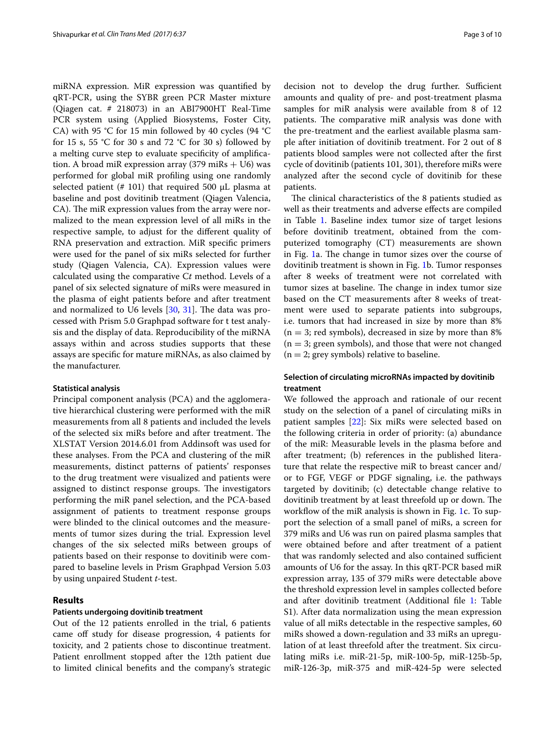miRNA expression. MiR expression was quantified by qRT-PCR, using the SYBR green PCR Master mixture (Qiagen cat. # 218073) in an ABI7900HT Real-Time PCR system using (Applied Biosystems, Foster City, CA) with 95 °C for 15 min followed by 40 cycles (94 °C for 15 s, 55 °C for 30 s and 72 °C for 30 s) followed by a melting curve step to evaluate specificity of amplification. A broad miR expression array (379 miRs + U6) was performed for global miR profiling using one randomly selected patient (# 101) that required 500 µL plasma at baseline and post dovitinib treatment (Qiagen Valencia, CA). The miR expression values from the array were normalized to the mean expression level of all miRs in the respective sample, to adjust for the different quality of RNA preservation and extraction. MiR specific primers were used for the panel of six miRs selected for further study (Qiagen Valencia, CA). Expression values were calculated using the comparative C*t* method. Levels of a panel of six selected signature of miRs were measured in the plasma of eight patients before and after treatment and normalized to U6 levels [30, 31]. The data was processed with Prism 5.0 Graphpad software for t test analysis and the display of data. Reproducibility of the miRNA assays within and across studies supports that these assays are specific for mature miRNAs, as also claimed by the manufacturer.

#### Statistical analysis

Principal component analysis (PCA) and the agglomerative hierarchical clustering were performed with the miR measurements from all 8 patients and included the levels of the selected six miRs before and after treatment. The XLSTAT Version 2014.6.01 from Addinsoft was used for these analyses. From the PCA and clustering of the miR measurements, distinct patterns of patients' responses to the drug treatment were visualized and patients were assigned to distinct response groups. The investigators performing the miR panel selection, and the PCA-based assignment of patients to treatment response groups were blinded to the clinical outcomes and the measurements of tumor sizes during the trial. Expression level changes of the six selected miRs between groups of patients based on their response to dovitinib were compared to baseline levels in Prism Graphpad Version 5.03 by using unpaired Student *t*-test.

## Results

#### Patients undergoing dovitinib treatment

Out of the 12 patients enrolled in the trial, 6 patients came off study for disease progression, 4 patients for toxicity, and 2 patients chose to discontinue treatment. Patient enrollment stopped after the 12th patient due to limited clinical benefits and the company's strategic decision not to develop the drug further. Sufficient amounts and quality of pre- and post-treatment plasma samples for miR analysis were available from 8 of 12 patients. The comparative miR analysis was done with the pre-treatment and the earliest available plasma sample after initiation of dovitinib treatment. For 2 out of 8 patients blood samples were not collected after the first cycle of dovitinib (patients 101, 301), therefore miRs were analyzed after the second cycle of dovitinib for these patients.

The clinical characteristics of the 8 patients studied as well as their treatments and adverse effects are compiled in Table 1. Baseline index tumor size of target lesions before dovitinib treatment, obtained from the computerized tomography (CT) measurements are shown in Fig. 1a. The change in tumor sizes over the course of dovitinib treatment is shown in Fig. 1b. Tumor responses after 8 weeks of treatment were not correlated with tumor sizes at baseline. The change in index tumor size based on the CT measurements after 8 weeks of treatment were used to separate patients into subgroups, i.e. tumors that had increased in size by more than 8% (n = 3; red symbols), decreased in size by more than 8% (n = 3; green symbols), and those that were not changed (n = 2; grey symbols) relative to baseline.

#### Selection of circulating microRNAs impacted by dovitinib treatment

We followed the approach and rationale of our recent study on the selection of a panel of circulating miRs in patient samples [22]: Six miRs were selected based on the following criteria in order of priority: (a) abundance of the miR: Measurable levels in the plasma before and after treatment; (b) references in the published literature that relate the respective miR to breast cancer and/or to FGF, VEGF or PDGF signaling, i.e. the pathways targeted by dovitinib; (c) detectable change relative to dovitinib treatment by at least threefold up or down. The workflow of the miR analysis is shown in Fig. 1c. To support the selection of a small panel of miRs, a screen for 379 miRs and U6 was run on paired plasma samples that were obtained before and after treatment of a patient that was randomly selected and also contained sufficient amounts of U6 for the assay. In this qRT-PCR based miR expression array, 135 of 379 miRs were detectable above the threshold expression level in samples collected before and after dovitinib treatment (Additional file 1: Table S1). After data normalization using the mean expression value of all miRs detectable in the respective samples, 60 miRs showed a down-regulation and 33 miRs an upregulation of at least threefold after the treatment. Six circulating miRs i.e. miR-21-5p, miR-100-5p, miR-125b-5p, miR-126-3p, miR-375 and miR-424-5p were selected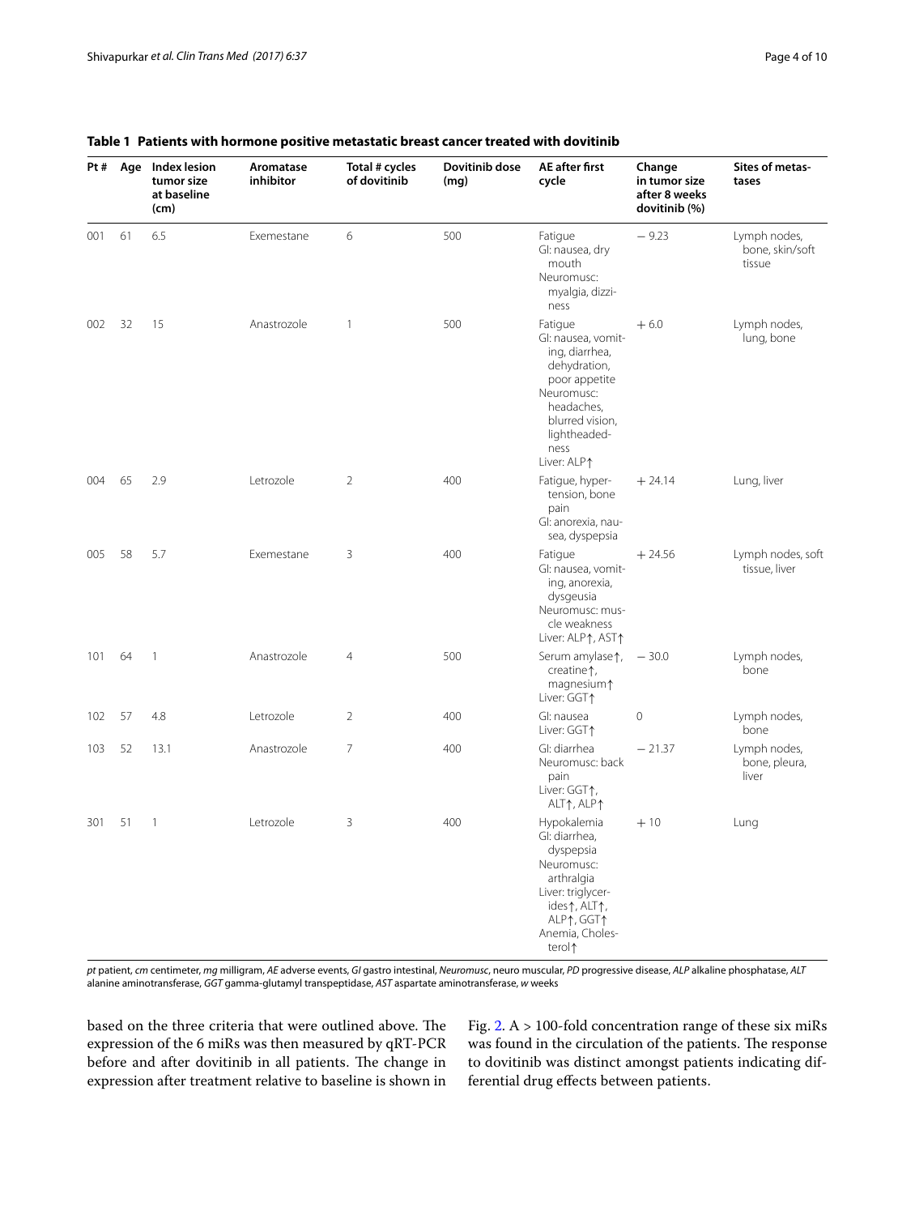**Table 1 Patients with hormone positive metastatic breast cancer treated with dovitinib**

| Pt # | Age | Index lesion tumor size at baseline (cm) | Aromatase inhibitor | Total # cycles of dovitinib | Dovitinib dose (mg) | AE after first cycle | Change in tumor size after 8 weeks dovitinib (%) | Sites of metastases |
|---|---|---|---|---|---|---|---|---|
| 001 | 61 | 6.5 | Exemestane | 6 | 500 | Fatigue<br>GI: nausea, dry mouth<br>Neuromusc: myalgia, dizziness | − 9.23 | Lymph nodes, bone, skin/soft tissue |
| 002 | 32 | 15 | Anastrozole | 1 | 500 | Fatigue<br>GI: nausea, vomiting, diarrhea, dehydration, poor appetite<br>Neuromusc: headaches, blurred vision, lightheadedness<br>Liver: ALP↑ | + 6.0 | Lymph nodes, lung, bone |
| 004 | 65 | 2.9 | Letrozole | 2 | 400 | Fatigue, hypertension, bone pain<br>GI: anorexia, nausea, dyspepsia | + 24.14 | Lung, liver |
| 005 | 58 | 5.7 | Exemestane | 3 | 400 | Fatigue<br>GI: nausea, vomiting, anorexia, dysgeusia<br>Neuromusc: muscle weakness<br>Liver: ALP↑, AST↑ | + 24.56 | Lymph nodes, soft tissue, liver |
| 101 | 64 | 1 | Anastrozole | 4 | 500 | Serum amylase↑, creatine↑, magnesium↑<br>Liver: GGT↑ | − 30.0 | Lymph nodes, bone |
| 102 | 57 | 4.8 | Letrozole | 2 | 400 | GI: nausea<br>Liver: GGT↑ | 0 | Lymph nodes, bone |
| 103 | 52 | 13.1 | Anastrozole | 7 | 400 | GI: diarrhea<br>Neuromusc: back pain<br>Liver: GGT↑, ALT↑, ALP↑ | − 21.37 | Lymph nodes, bone, pleura, liver |
| 301 | 51 | 1 | Letrozole | 3 | 400 | Hypokalemia<br>GI: diarrhea, dyspepsia<br>Neuromusc: arthralgia<br>Liver: triglycerides↑, ALT↑, ALP↑, GGT↑<br>Anemia, Cholesterol↑ | + 10 | Lung |

*pt* patient, *cm* centimeter, *mg* milligram, *AE* adverse events, *GI* gastro intestinal, *Neuromusc*, neuro muscular, *PD* progressive disease, *ALP* alkaline phosphatase, *ALT* alanine aminotransferase, *GGT* gamma-glutamyl transpeptidase, *AST* aspartate aminotransferase, *w* weeks

based on the three criteria that were outlined above. The expression of the 6 miRs was then measured by qRT-PCR before and after dovitinib in all patients. The change in expression after treatment relative to baseline is shown in Fig. 2. A > 100-fold concentration range of these six miRs was found in the circulation of the patients. The response to dovitinib was distinct amongst patients indicating differential drug effects between patients.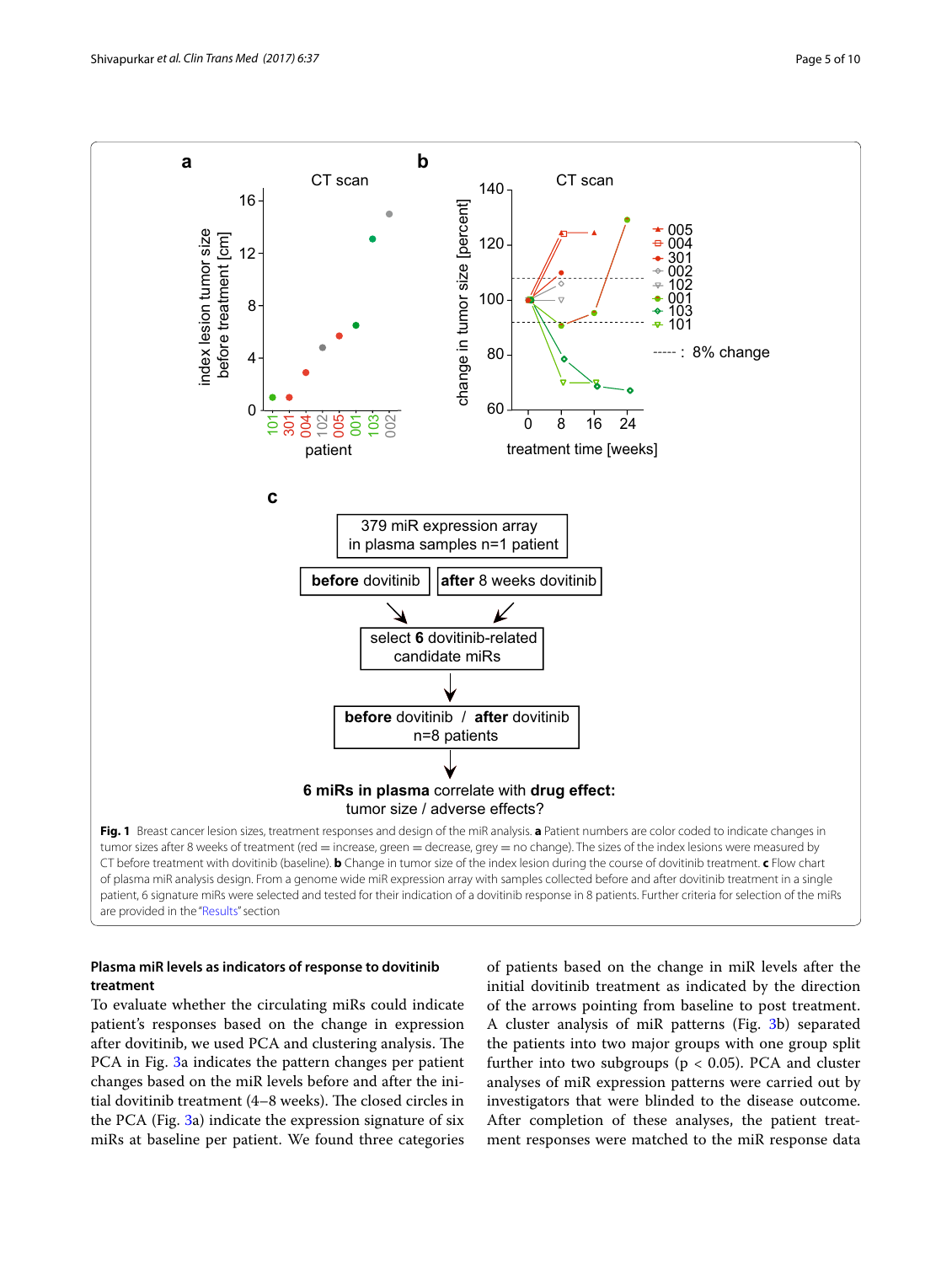**Fig. 1** Breast cancer lesion sizes, treatment responses and design of the miR analysis. **a** Patient numbers are color coded to indicate changes in tumor sizes after 8 weeks of treatment (red = increase, green = decrease, grey = no change). The sizes of the index lesions were measured by CT before treatment with dovitinib (baseline). **b** Change in tumor size of the index lesion during the course of dovitinib treatment. **c** Flow chart of plasma miR analysis design. From a genome wide miR expression array with samples collected before and after dovitinib treatment in a single patient, 6 signature miRs were selected and tested for their indication of a dovitinib response in 8 patients. Further criteria for selection of the miRs are provided in the "Results" section

#### Plasma miR levels as indicators of response to dovitinib treatment

To evaluate whether the circulating miRs could indicate patient's responses based on the change in expression after dovitinib, we used PCA and clustering analysis. The PCA in Fig. 3a indicates the pattern changes per patient changes based on the miR levels before and after the initial dovitinib treatment (4–8 weeks). The closed circles in the PCA (Fig. 3a) indicate the expression signature of six miRs at baseline per patient. We found three categories of patients based on the change in miR levels after the initial dovitinib treatment as indicated by the direction of the arrows pointing from baseline to post treatment. A cluster analysis of miR patterns (Fig. 3b) separated the patients into two major groups with one group split further into two subgroups ($p < 0.05$). PCA and cluster analyses of miR expression patterns were carried out by investigators that were blinded to the disease outcome. After completion of these analyses, the patient treatment responses were matched to the miR response data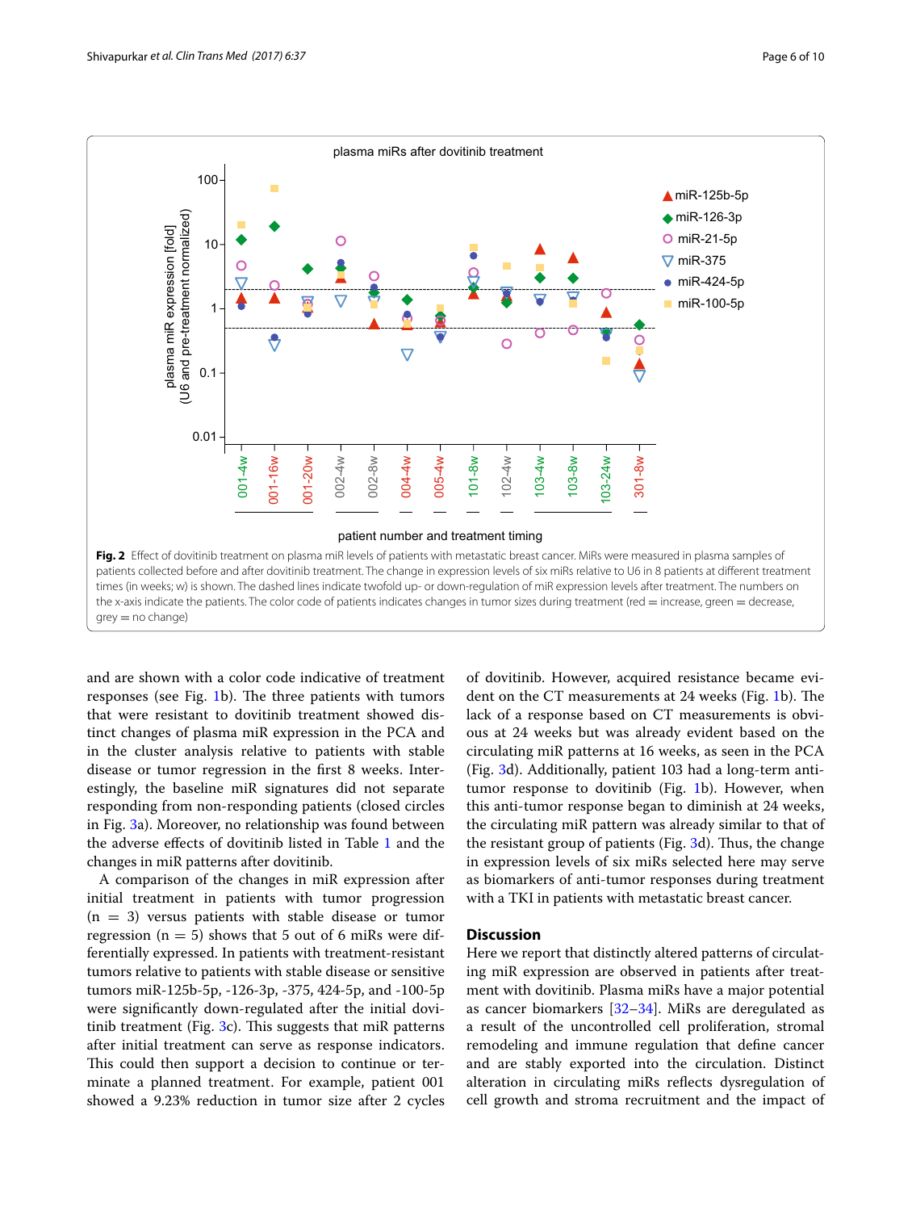Fig. 2 Effect of dovitinib treatment on plasma miR levels of patients with metastatic breast cancer. MiRs were measured in plasma samples of patients collected before and after dovitinib treatment. The change in expression levels of six miRs relative to U6 in 8 patients at different treatment times (in weeks; w) is shown. The dashed lines indicate twofold up- or down-regulation of miR expression levels after treatment. The numbers on the x-axis indicate the patients. The color code of patients indicates changes in tumor sizes during treatment (red = increase, green = decrease, grey = no change)

and are shown with a color code indicative of treatment responses (see Fig. 1b). The three patients with tumors that were resistant to dovitinib treatment showed distinct changes of plasma miR expression in the PCA and in the cluster analysis relative to patients with stable disease or tumor regression in the first 8 weeks. Interestingly, the baseline miR signatures did not separate responding from non-responding patients (closed circles in Fig. 3a). Moreover, no relationship was found between the adverse effects of dovitinib listed in Table 1 and the changes in miR patterns after dovitinib.

A comparison of the changes in miR expression after initial treatment in patients with tumor progression (n = 3) versus patients with stable disease or tumor regression (n = 5) shows that 5 out of 6 miRs were differentially expressed. In patients with treatment-resistant tumors relative to patients with stable disease or sensitive tumors miR-125b-5p, -126-3p, -375, 424-5p, and -100-5p were significantly down-regulated after the initial dovitinib treatment (Fig. 3c). This suggests that miR patterns after initial treatment can serve as response indicators. This could then support a decision to continue or terminate a planned treatment. For example, patient 001 showed a 9.23% reduction in tumor size after 2 cycles of dovitinib. However, acquired resistance became evident on the CT measurements at 24 weeks (Fig. 1b). The lack of a response based on CT measurements is obvious at 24 weeks but was already evident based on the circulating miR patterns at 16 weeks, as seen in the PCA (Fig. 3d). Additionally, patient 103 had a long-term anti-tumor response to dovitinib (Fig. 1b). However, when this anti-tumor response began to diminish at 24 weeks, the circulating miR pattern was already similar to that of the resistant group of patients (Fig. 3d). Thus, the change in expression levels of six miRs selected here may serve as biomarkers of anti-tumor responses during treatment with a TKI in patients with metastatic breast cancer.

## Discussion

Here we report that distinctly altered patterns of circulating miR expression are observed in patients after treatment with dovitinib. Plasma miRs have a major potential as cancer biomarkers [32–34]. MiRs are deregulated as a result of the uncontrolled cell proliferation, stromal remodeling and immune regulation that define cancer and are stably exported into the circulation. Distinct alteration in circulating miRs reflects dysregulation of cell growth and stroma recruitment and the impact of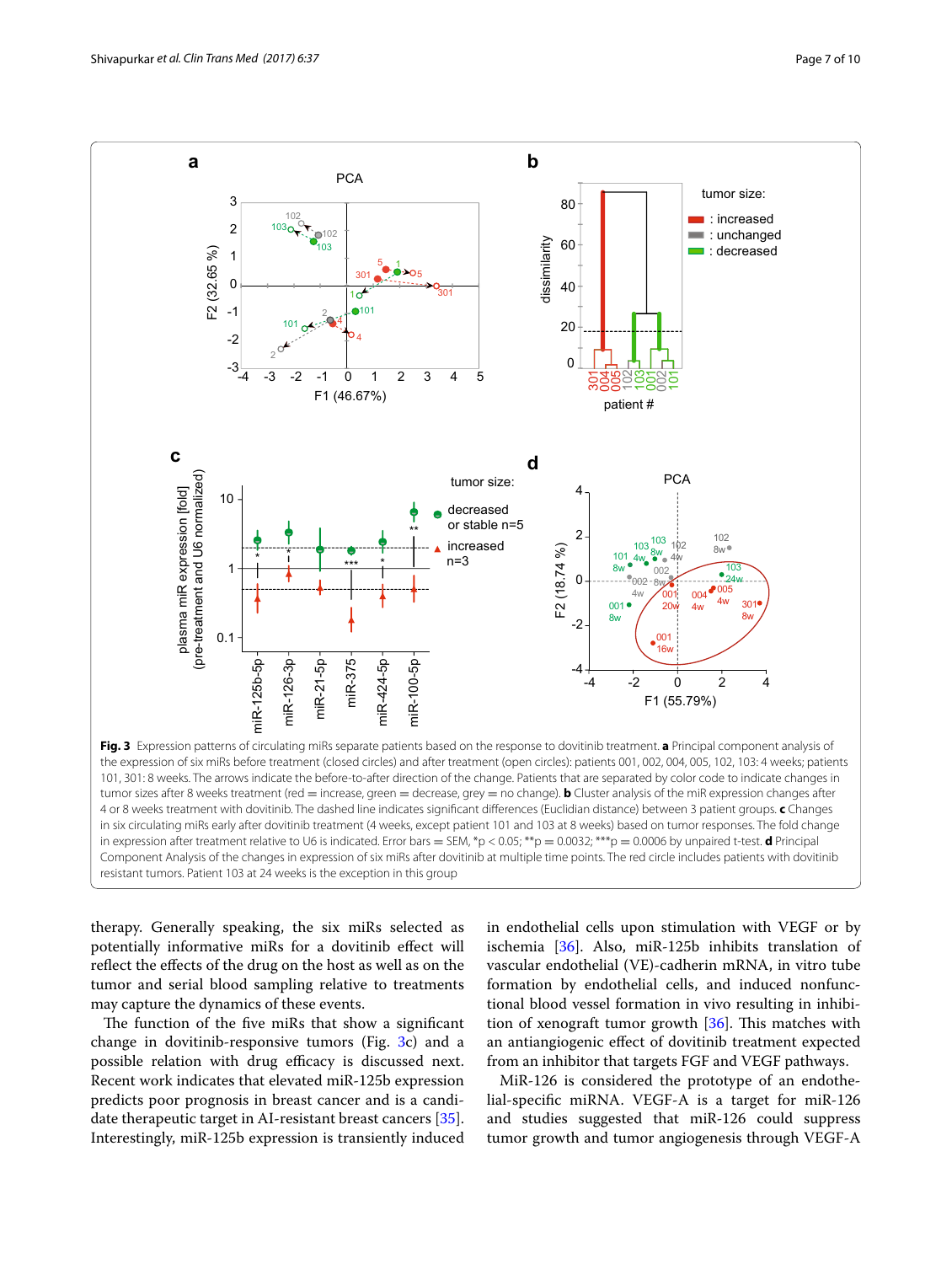**Fig. 3** Expression patterns of circulating miRs separate patients based on the response to dovitinib treatment. **a** Principal component analysis of the expression of six miRs before treatment (closed circles) and after treatment (open circles): patients 001, 002, 004, 005, 102, 103: 4 weeks; patients 101, 301: 8 weeks. The arrows indicate the before-to-after direction of the change. Patients that are separated by color code to indicate changes in tumor sizes after 8 weeks treatment (red = increase, green = decrease, grey = no change). **b** Cluster analysis of the miR expression changes after 4 or 8 weeks treatment with dovitinib. The dashed line indicates significant differences (Euclidian distance) between 3 patient groups. **c** Changes in six circulating miRs early after dovitinib treatment (4 weeks, except patient 101 and 103 at 8 weeks) based on tumor responses. The fold change in expression after treatment relative to U6 is indicated. Error bars = SEM, *p < 0.05; **p = 0.0032; ***p = 0.0006 by unpaired t-test. **d** Principal Component Analysis of the changes in expression of six miRs after dovitinib at multiple time points. The red circle includes patients with dovitinib resistant tumors. Patient 103 at 24 weeks is the exception in this group

therapy. Generally speaking, the six miRs selected as potentially informative miRs for a dovitinib effect will reflect the effects of the drug on the host as well as on the tumor and serial blood sampling relative to treatments may capture the dynamics of these events.

The function of the five miRs that show a significant change in dovitinib-responsive tumors (Fig. 3c) and a possible relation with drug efficacy is discussed next. Recent work indicates that elevated miR-125b expression predicts poor prognosis in breast cancer and is a candidate therapeutic target in AI-resistant breast cancers [35]. Interestingly, miR-125b expression is transiently induced in endothelial cells upon stimulation with VEGF or by ischemia [36]. Also, miR-125b inhibits translation of vascular endothelial (VE)-cadherin mRNA, in vitro tube formation by endothelial cells, and induced nonfunctional blood vessel formation in vivo resulting in inhibition of xenograft tumor growth [36]. This matches with an antiangiogenic effect of dovitinib treatment expected from an inhibitor that targets FGF and VEGF pathways.

MiR-126 is considered the prototype of an endothelial-specific miRNA. VEGF-A is a target for miR-126 and studies suggested that miR-126 could suppress tumor growth and tumor angiogenesis through VEGF-A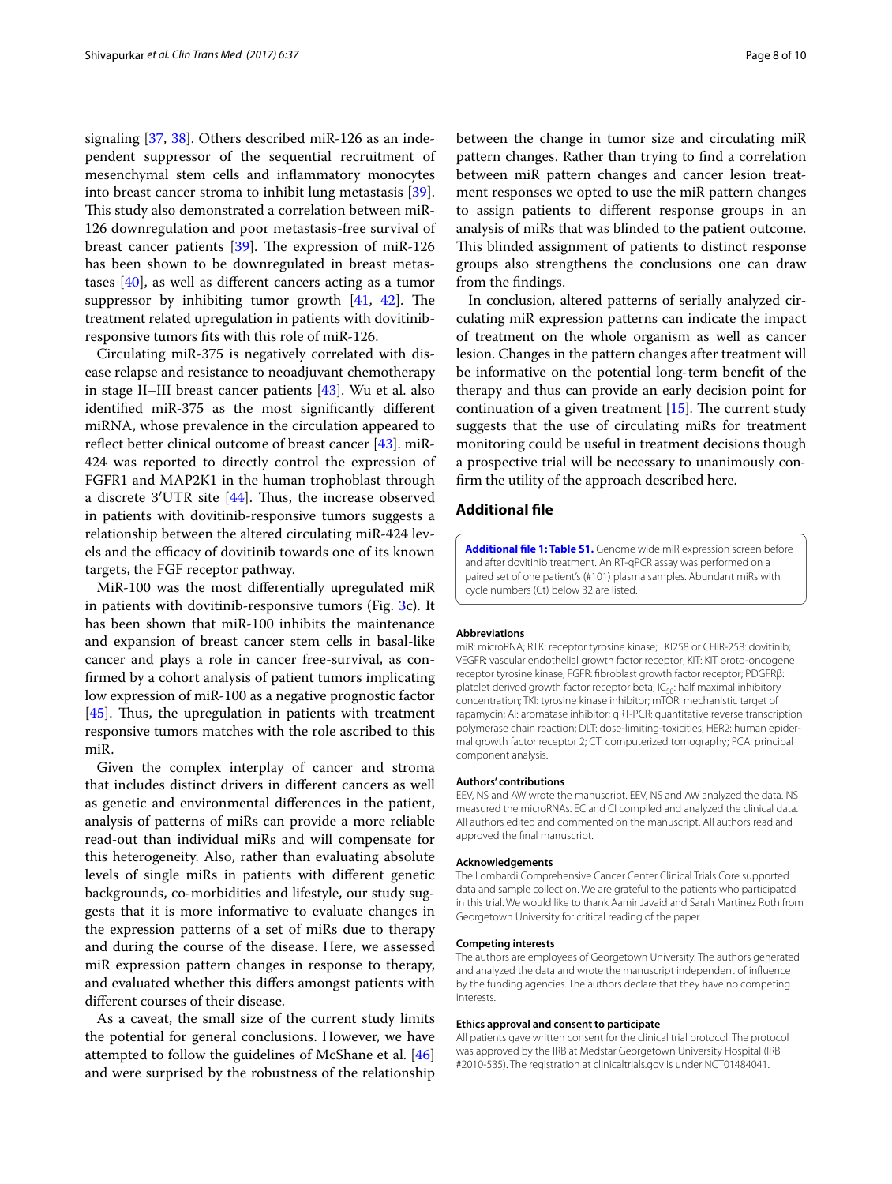signaling [37, 38]. Others described miR-126 as an independent suppressor of the sequential recruitment of mesenchymal stem cells and inflammatory monocytes into breast cancer stroma to inhibit lung metastasis [39]. This study also demonstrated a correlation between miR-126 downregulation and poor metastasis-free survival of breast cancer patients [39]. The expression of miR-126 has been shown to be downregulated in breast metastases [40], as well as different cancers acting as a tumor suppressor by inhibiting tumor growth [41, 42]. The treatment related upregulation in patients with dovitinib-responsive tumors fits with this role of miR-126.

Circulating miR-375 is negatively correlated with disease relapse and resistance to neoadjuvant chemotherapy in stage II–III breast cancer patients [43]. Wu et al. also identified miR-375 as the most significantly different miRNA, whose prevalence in the circulation appeared to reflect better clinical outcome of breast cancer [43]. miR-424 was reported to directly control the expression of FGFR1 and MAP2K1 in the human trophoblast through a discrete 3′UTR site [44]. Thus, the increase observed in patients with dovitinib-responsive tumors suggests a relationship between the altered circulating miR-424 levels and the efficacy of dovitinib towards one of its known targets, the FGF receptor pathway.

MiR-100 was the most differentially upregulated miR in patients with dovitinib-responsive tumors (Fig. 3c). It has been shown that miR-100 inhibits the maintenance and expansion of breast cancer stem cells in basal-like cancer and plays a role in cancer free-survival, as confirmed by a cohort analysis of patient tumors implicating low expression of miR-100 as a negative prognostic factor [45]. Thus, the upregulation in patients with treatment responsive tumors matches with the role ascribed to this miR.

Given the complex interplay of cancer and stroma that includes distinct drivers in different cancers as well as genetic and environmental differences in the patient, analysis of patterns of miRs can provide a more reliable read-out than individual miRs and will compensate for this heterogeneity. Also, rather than evaluating absolute levels of single miRs in patients with different genetic backgrounds, co-morbidities and lifestyle, our study suggests that it is more informative to evaluate changes in the expression patterns of a set of miRs due to therapy and during the course of the disease. Here, we assessed miR expression pattern changes in response to therapy, and evaluated whether this differs amongst patients with different courses of their disease.

As a caveat, the small size of the current study limits the potential for general conclusions. However, we have attempted to follow the guidelines of McShane et al. [46] and were surprised by the robustness of the relationship between the change in tumor size and circulating miR pattern changes. Rather than trying to find a correlation between miR pattern changes and cancer lesion treatment responses we opted to use the miR pattern changes to assign patients to different response groups in an analysis of miRs that was blinded to the patient outcome. This blinded assignment of patients to distinct response groups also strengthens the conclusions one can draw from the findings.

In conclusion, altered patterns of serially analyzed circulating miR expression patterns can indicate the impact of treatment on the whole organism as well as cancer lesion. Changes in the pattern changes after treatment will be informative on the potential long-term benefit of the therapy and thus can provide an early decision point for continuation of a given treatment [15]. The current study suggests that the use of circulating miRs for treatment monitoring could be useful in treatment decisions though a prospective trial will be necessary to unanimously confirm the utility of the approach described here.

## Additional file

**Additional file 1: Table S1.** Genome wide miR expression screen before and after dovitinib treatment. An RT-qPCR assay was performed on a paired set of one patient's (#101) plasma samples. Abundant miRs with cycle numbers (Ct) below 32 are listed.

#### Abbreviations

miR: microRNA; RTK: receptor tyrosine kinase; TKI258 or CHIR-258: dovitinib; VEGFR: vascular endothelial growth factor receptor; KIT: KIT proto-oncogene receptor tyrosine kinase; FGFR: fibroblast growth factor receptor; PDGFRβ: platelet derived growth factor receptor beta; $IC_{50}$: half maximal inhibitory concentration; TKI: tyrosine kinase inhibitor; mTOR: mechanistic target of rapamycin; AI: aromatase inhibitor; qRT-PCR: quantitative reverse transcription polymerase chain reaction; DLT: dose-limiting-toxicities; HER2: human epidermal growth factor receptor 2; CT: computerized tomography; PCA: principal component analysis.

#### Authors' contributions

EEV, NS and AW wrote the manuscript. EEV, NS and AW analyzed the data. NS measured the microRNAs. EC and CI compiled and analyzed the clinical data. All authors edited and commented on the manuscript. All authors read and approved the final manuscript.

#### Acknowledgements

The Lombardi Comprehensive Cancer Center Clinical Trials Core supported data and sample collection. We are grateful to the patients who participated in this trial. We would like to thank Aamir Javaid and Sarah Martinez Roth from Georgetown University for critical reading of the paper.

#### Competing interests

The authors are employees of Georgetown University. The authors generated and analyzed the data and wrote the manuscript independent of influence by the funding agencies. The authors declare that they have no competing interests.

#### Ethics approval and consent to participate

All patients gave written consent for the clinical trial protocol. The protocol was approved by the IRB at Medstar Georgetown University Hospital (IRB #2010-535). The registration at clinicaltrials.gov is under NCT01484041.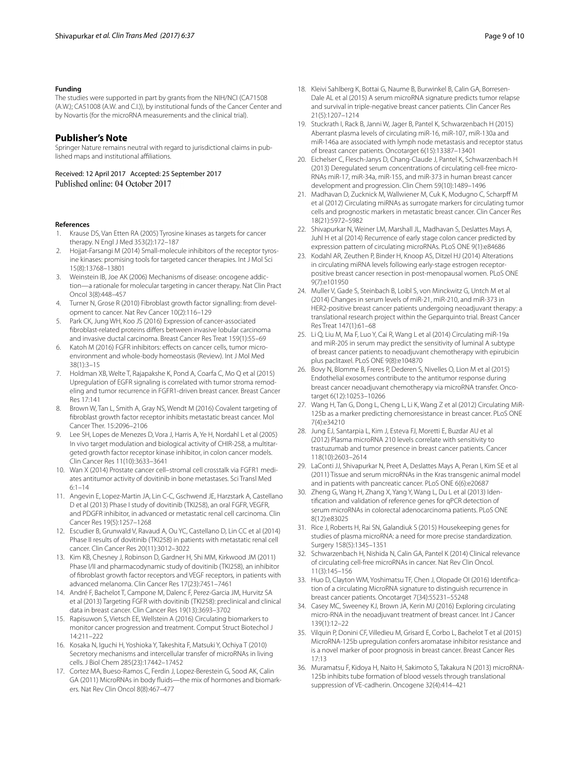#### Funding

The studies were supported in part by grants from the NIH/NCI (CA71508 (A.W.); CA51008 (A.W. and C.I.)), by institutional funds of the Cancer Center and by Novartis (for the microRNA measurements and the clinical trial).

## Publisher's Note

Springer Nature remains neutral with regard to jurisdictional claims in published maps and institutional affiliations.

Received: 12 April 2017 Accepted: 25 September 2017
Published online: 04 October 2017

#### References

1. Krause DS, Van Etten RA (2005) Tyrosine kinases as targets for cancer therapy. N Engl J Med 353(2):172–187
2. Hojjat-Farsangi M (2014) Small-molecule inhibitors of the receptor tyrosine kinases: promising tools for targeted cancer therapies. Int J Mol Sci 15(8):13768–13801
3. Weinstein IB, Joe AK (2006) Mechanisms of disease: oncogene addiction—a rationale for molecular targeting in cancer therapy. Nat Clin Pract Oncol 3(8):448–457
4. Turner N, Grose R (2010) Fibroblast growth factor signalling: from development to cancer. Nat Rev Cancer 10(2):116–129
5. Park CK, Jung WH, Koo JS (2016) Expression of cancer-associated fibroblast-related proteins differs between invasive lobular carcinoma and invasive ductal carcinoma. Breast Cancer Res Treat 159(1):55–69
6. Katoh M (2016) FGFR inhibitors: effects on cancer cells, tumor microenvironment and whole-body homeostasis (Review). Int J Mol Med 38(1):3–15
7. Holdman XB, Welte T, Rajapakshe K, Pond A, Coarfa C, Mo Q et al (2015) Upregulation of EGFR signaling is correlated with tumor stroma remodeling and tumor recurrence in FGFR1-driven breast cancer. Breast Cancer Res 17:141
8. Brown W, Tan L, Smith A, Gray NS, Wendt M (2016) Covalent targeting of fibroblast growth factor receptor inhibits metastatic breast cancer. Mol Cancer Ther. 15:2096–2106
9. Lee SH, Lopes de Menezes D, Vora J, Harris A, Ye H, Nordahl L et al (2005) In vivo target modulation and biological activity of CHIR-258, a multitargeted growth factor receptor kinase inhibitor, in colon cancer models. Clin Cancer Res 11(10):3633–3641
10. Wan X (2014) Prostate cancer cell–stromal cell crosstalk via FGFR1 mediates antitumor activity of dovitinib in bone metastases. Sci Transl Med 6:1–14
11. Angevin E, Lopez-Martin JA, Lin C-C, Gschwend JE, Harzstark A, Castellano D et al (2013) Phase I study of dovitinib (TKI258), an oral FGFR, VEGFR, and PDGFR inhibitor, in advanced or metastatic renal cell carcinoma. Clin Cancer Res 19(5):1257–1268
12. Escudier B, Grunwald V, Ravaud A, Ou YC, Castellano D, Lin CC et al (2014) Phase II results of dovitinib (TKI258) in patients with metastatic renal cell cancer. Clin Cancer Res 20(11):3012–3022
13. Kim KB, Chesney J, Robinson D, Gardner H, Shi MM, Kirkwood JM (2011) Phase I/II and pharmacodynamic study of dovitinib (TKI258), an inhibitor of fibroblast growth factor receptors and VEGF receptors, in patients with advanced melanoma. Clin Cancer Res 17(23):7451–7461
14. André F, Bachelot T, Campone M, Dalenc F, Perez-Garcia JM, Hurvitz SA et al (2013) Targeting FGFR with dovitinib (TKI258): preclinical and clinical data in breast cancer. Clin Cancer Res 19(13):3693–3702
15. Rapisuwon S, Vietsch EE, Wellstein A (2016) Circulating biomarkers to monitor cancer progression and treatment. Comput Struct Biotechol J 14:211–222
16. Kosaka N, Iguchi H, Yoshioka Y, Takeshita F, Matsuki Y, Ochiya T (2010) Secretory mechanisms and intercellular transfer of microRNAs in living cells. J Biol Chem 285(23):17442–17452
17. Cortez MA, Bueso-Ramos C, Ferdin J, Lopez-Berestein G, Sood AK, Calin GA (2011) MicroRNAs in body fluids—the mix of hormones and biomarkers. Nat Rev Clin Oncol 8(8):467–477
18. Kleivi Sahlberg K, Bottai G, Naume B, Burwinkel B, Calin GA, Borresen-Dale AL et al (2015) A serum microRNA signature predicts tumor relapse and survival in triple-negative breast cancer patients. Clin Cancer Res 21(5):1207–1214
19. Stuckrath I, Rack B, Janni W, Jager B, Pantel K, Schwarzenbach H (2015) Aberrant plasma levels of circulating miR-16, miR-107, miR-130a and miR-146a are associated with lymph node metastasis and receptor status of breast cancer patients. Oncotarget 6(15):13387–13401
20. Eichelser C, Flesch-Janys D, Chang-Claude J, Pantel K, Schwarzenbach H (2013) Deregulated serum concentrations of circulating cell-free microRNAs miR-17, miR-34a, miR-155, and miR-373 in human breast cancer development and progression. Clin Chem 59(10):1489–1496
21. Madhavan D, Zucknick M, Wallwiener M, Cuk K, Modugno C, Scharpff M et al (2012) Circulating miRNAs as surrogate markers for circulating tumor cells and prognostic markers in metastatic breast cancer. Clin Cancer Res 18(21):5972–5982
22. Shivapurkar N, Weiner LM, Marshall JL, Madhavan S, Deslattes Mays A, Juhl H et al (2014) Recurrence of early stage colon cancer predicted by expression pattern of circulating microRNAs. PLoS ONE 9(1):e84686
23. Kodahl AR, Zeuthen P, Binder H, Knoop AS, Ditzel HJ (2014) Alterations in circulating miRNA levels following early-stage estrogen receptor-positive breast cancer resection in post-menopausal women. PLoS ONE 9(7):e101950
24. Muller V, Gade S, Steinbach B, Loibl S, von Minckwitz G, Untch M et al (2014) Changes in serum levels of miR-21, miR-210, and miR-373 in HER2-positive breast cancer patients undergoing neoadjuvant therapy: a translational research project within the Geparquinto trial. Breast Cancer Res Treat 147(1):61–68
25. Li Q, Liu M, Ma F, Luo Y, Cai R, Wang L et al (2014) Circulating miR-19a and miR-205 in serum may predict the sensitivity of luminal A subtype of breast cancer patients to neoadjuvant chemotherapy with epirubicin plus paclitaxel. PLoS ONE 9(8):e104870
26. Bovy N, Blomme B, Freres P, Dederen S, Nivelles O, Lion M et al (2015) Endothelial exosomes contribute to the antitumor response during breast cancer neoadjuvant chemotherapy via microRNA transfer. Oncotarget 6(12):10253–10266
27. Wang H, Tan G, Dong L, Cheng L, Li K, Wang Z et al (2012) Circulating MiR-125b as a marker predicting chemoresistance in breast cancer. PLoS ONE 7(4):e34210
28. Jung EJ, Santarpia L, Kim J, Esteva FJ, Moretti E, Buzdar AU et al (2012) Plasma microRNA 210 levels correlate with sensitivity to trastuzumab and tumor presence in breast cancer patients. Cancer 118(10):2603–2614
29. LaConti JJ, Shivapurkar N, Preet A, Deslattes Mays A, Peran I, Kim SE et al (2011) Tissue and serum microRNAs in the Kras transgenic animal model and in patients with pancreatic cancer. PLoS ONE 6(6):e20687
30. Zheng G, Wang H, Zhang X, Yang Y, Wang L, Du L et al (2013) Identification and validation of reference genes for qPCR detection of serum microRNAs in colorectal adenocarcinoma patients. PLoS ONE 8(12):e83025
31. Rice J, Roberts H, Rai SN, Galandiuk S (2015) Housekeeping genes for studies of plasma microRNA: a need for more precise standardization. Surgery 158(5):1345–1351
32. Schwarzenbach H, Nishida N, Calin GA, Pantel K (2014) Clinical relevance of circulating cell-free microRNAs in cancer. Nat Rev Clin Oncol. 11(3):145–156
33. Huo D, Clayton WM, Yoshimatsu TF, Chen J, Olopade OI (2016) Identification of a circulating MicroRNA signature to distinguish recurrence in breast cancer patients. Oncotarget 7(34):55231–55248
34. Casey MC, Sweeney KJ, Brown JA, Kerin MJ (2016) Exploring circulating micro-RNA in the neoadjuvant treatment of breast cancer. Int J Cancer 139(1):12–22
35. Vilquin P, Donini CF, Villedieu M, Grisard E, Corbo L, Bachelot T et al (2015) MicroRNA-125b upregulation confers aromatase inhibitor resistance and is a novel marker of poor prognosis in breast cancer. Breast Cancer Res 17:13
36. Muramatsu F, Kidoya H, Naito H, Sakimoto S, Takakura N (2013) microRNA-125b inhibits tube formation of blood vessels through translational suppression of VE-cadherin. Oncogene 32(4):414–421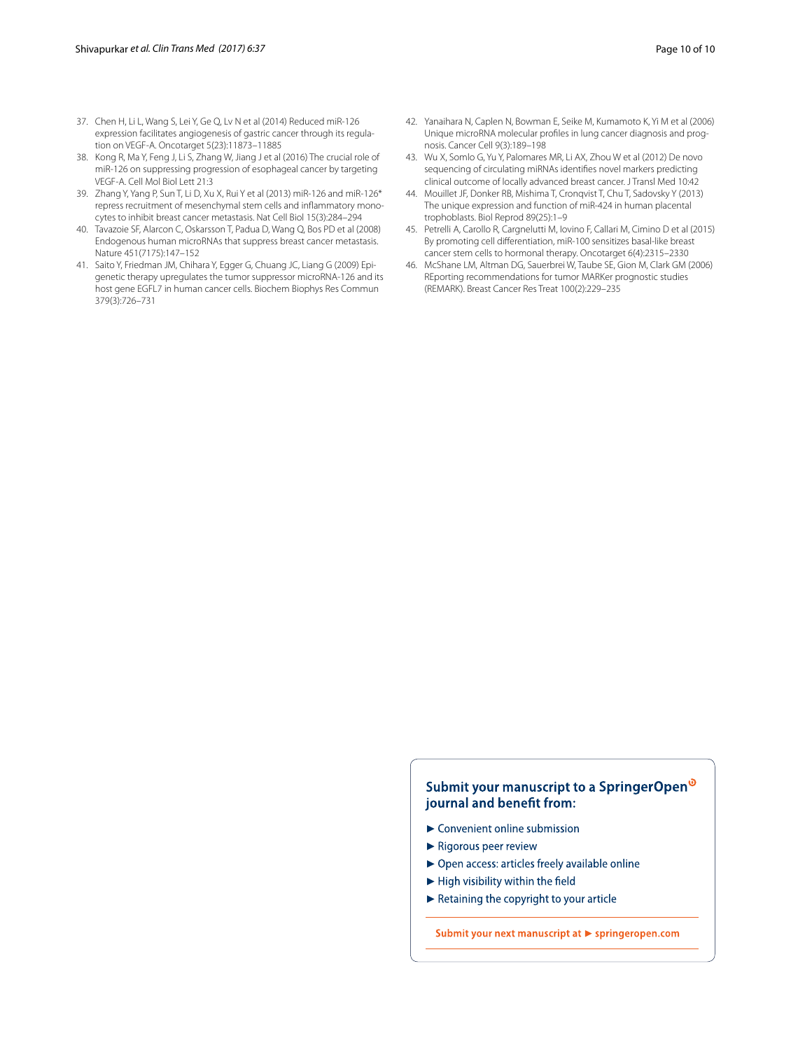37. Chen H, Li L, Wang S, Lei Y, Ge Q, Lv N et al (2014) Reduced miR-126 expression facilitates angiogenesis of gastric cancer through its regulation on VEGF-A. Oncotarget 5(23):11873–11885
38. Kong R, Ma Y, Feng J, Li S, Zhang W, Jiang J et al (2016) The crucial role of miR-126 on suppressing progression of esophageal cancer by targeting VEGF-A. Cell Mol Biol Lett 21:3
39. Zhang Y, Yang P, Sun T, Li D, Xu X, Rui Y et al (2013) miR-126 and miR-126* repress recruitment of mesenchymal stem cells and inflammatory monocytes to inhibit breast cancer metastasis. Nat Cell Biol 15(3):284–294
40. Tavazoie SF, Alarcon C, Oskarsson T, Padua D, Wang Q, Bos PD et al (2008) Endogenous human microRNAs that suppress breast cancer metastasis. Nature 451(7175):147–152
41. Saito Y, Friedman JM, Chihara Y, Egger G, Chuang JC, Liang G (2009) Epigenetic therapy upregulates the tumor suppressor microRNA-126 and its host gene EGFL7 in human cancer cells. Biochem Biophys Res Commun 379(3):726–731
42. Yanaihara N, Caplen N, Bowman E, Seike M, Kumamoto K, Yi M et al (2006) Unique microRNA molecular profiles in lung cancer diagnosis and prognosis. Cancer Cell 9(3):189–198
43. Wu X, Somlo G, Yu Y, Palomares MR, Li AX, Zhou W et al (2012) De novo sequencing of circulating miRNAs identifies novel markers predicting clinical outcome of locally advanced breast cancer. J Transl Med 10:42
44. Mouillet JF, Donker RB, Mishima T, Cronqvist T, Chu T, Sadovsky Y (2013) The unique expression and function of miR-424 in human placental trophoblasts. Biol Reprod 89(25):1–9
45. Petrelli A, Carollo R, Cargnelutti M, Iovino F, Callari M, Cimino D et al (2015) By promoting cell differentiation, miR-100 sensitizes basal-like breast cancer stem cells to hormonal therapy. Oncotarget 6(4):2315–2330
46. McShane LM, Altman DG, Sauerbrei W, Taube SE, Gion M, Clark GM (2006) REporting recommendations for tumor MARKer prognostic studies (REMARK). Breast Cancer Res Treat 100(2):229–235

**Submit your manuscript to a SpringerOpen journal and benefit from:**

- ► Convenient online submission
- ► Rigorous peer review
- ► Open access: articles freely available online
- ► High visibility within the field
- ► Retaining the copyright to your article

**Submit your next manuscript at ► springeropen.com**